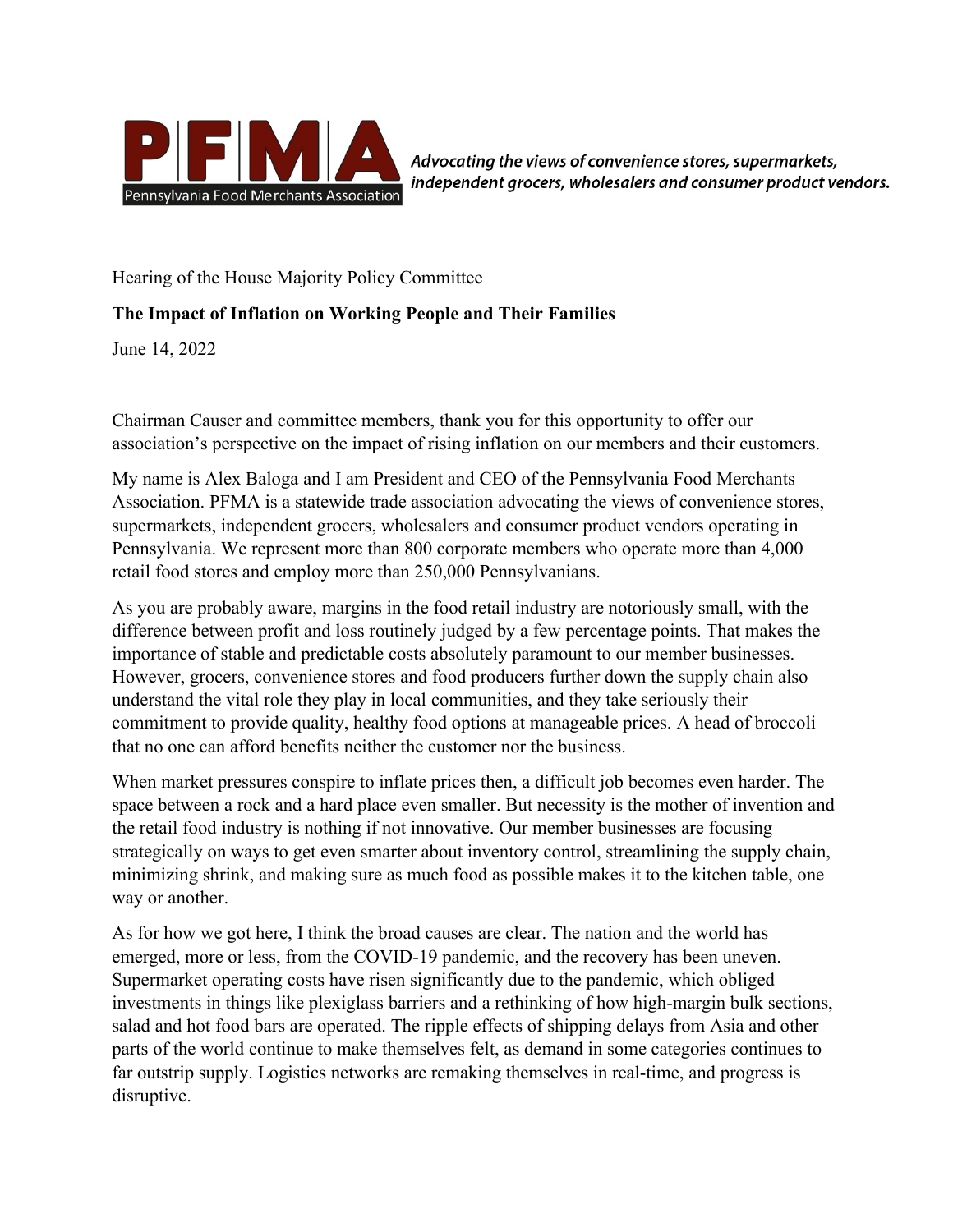**PFMA**
Pennsylvania Food Merchants Association

*Advocating the views of convenience stores, supermarkets, independent grocers, wholesalers and consumer product vendors.*

Hearing of the House Majority Policy Committee

**The Impact of Inflation on Working People and Their Families**

June 14, 2022

Chairman Causer and committee members, thank you for this opportunity to offer our association's perspective on the impact of rising inflation on our members and their customers.

My name is Alex Baloga and I am President and CEO of the Pennsylvania Food Merchants Association. PFMA is a statewide trade association advocating the views of convenience stores, supermarkets, independent grocers, wholesalers and consumer product vendors operating in Pennsylvania. We represent more than 800 corporate members who operate more than 4,000 retail food stores and employ more than 250,000 Pennsylvanians.

As you are probably aware, margins in the food retail industry are notoriously small, with the difference between profit and loss routinely judged by a few percentage points. That makes the importance of stable and predictable costs absolutely paramount to our member businesses. However, grocers, convenience stores and food producers further down the supply chain also understand the vital role they play in local communities, and they take seriously their commitment to provide quality, healthy food options at manageable prices. A head of broccoli that no one can afford benefits neither the customer nor the business.

When market pressures conspire to inflate prices then, a difficult job becomes even harder. The space between a rock and a hard place even smaller. But necessity is the mother of invention and the retail food industry is nothing if not innovative. Our member businesses are focusing strategically on ways to get even smarter about inventory control, streamlining the supply chain, minimizing shrink, and making sure as much food as possible makes it to the kitchen table, one way or another.

As for how we got here, I think the broad causes are clear. The nation and the world has emerged, more or less, from the COVID-19 pandemic, and the recovery has been uneven. Supermarket operating costs have risen significantly due to the pandemic, which obliged investments in things like plexiglass barriers and a rethinking of how high-margin bulk sections, salad and hot food bars are operated. The ripple effects of shipping delays from Asia and other parts of the world continue to make themselves felt, as demand in some categories continues to far outstrip supply. Logistics networks are remaking themselves in real-time, and progress is disruptive.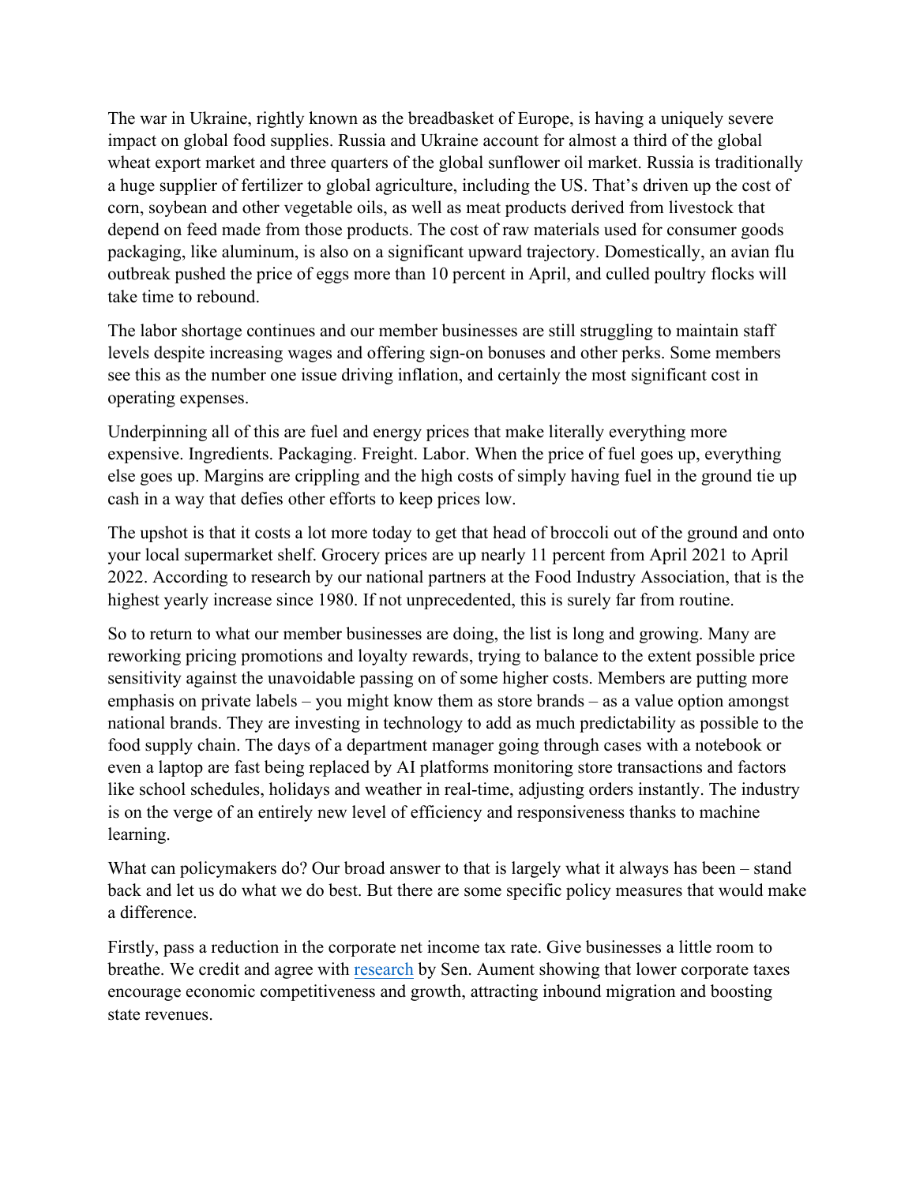The war in Ukraine, rightly known as the breadbasket of Europe, is having a uniquely severe impact on global food supplies. Russia and Ukraine account for almost a third of the global wheat export market and three quarters of the global sunflower oil market. Russia is traditionally a huge supplier of fertilizer to global agriculture, including the US. That's driven up the cost of corn, soybean and other vegetable oils, as well as meat products derived from livestock that depend on feed made from those products. The cost of raw materials used for consumer goods packaging, like aluminum, is also on a significant upward trajectory. Domestically, an avian flu outbreak pushed the price of eggs more than 10 percent in April, and culled poultry flocks will take time to rebound.

The labor shortage continues and our member businesses are still struggling to maintain staff levels despite increasing wages and offering sign-on bonuses and other perks. Some members see this as the number one issue driving inflation, and certainly the most significant cost in operating expenses.

Underpinning all of this are fuel and energy prices that make literally everything more expensive. Ingredients. Packaging. Freight. Labor. When the price of fuel goes up, everything else goes up. Margins are crippling and the high costs of simply having fuel in the ground tie up cash in a way that defies other efforts to keep prices low.

The upshot is that it costs a lot more today to get that head of broccoli out of the ground and onto your local supermarket shelf. Grocery prices are up nearly 11 percent from April 2021 to April 2022. According to research by our national partners at the Food Industry Association, that is the highest yearly increase since 1980. If not unprecedented, this is surely far from routine.

So to return to what our member businesses are doing, the list is long and growing. Many are reworking pricing promotions and loyalty rewards, trying to balance to the extent possible price sensitivity against the unavoidable passing on of some higher costs. Members are putting more emphasis on private labels – you might know them as store brands – as a value option amongst national brands. They are investing in technology to add as much predictability as possible to the food supply chain. The days of a department manager going through cases with a notebook or even a laptop are fast being replaced by AI platforms monitoring store transactions and factors like school schedules, holidays and weather in real-time, adjusting orders instantly. The industry is on the verge of an entirely new level of efficiency and responsiveness thanks to machine learning.

What can policymakers do? Our broad answer to that is largely what it always has been – stand back and let us do what we do best. But there are some specific policy measures that would make a difference.

Firstly, pass a reduction in the corporate net income tax rate. Give businesses a little room to breathe. We credit and agree with research by Sen. Aument showing that lower corporate taxes encourage economic competitiveness and growth, attracting inbound migration and boosting state revenues.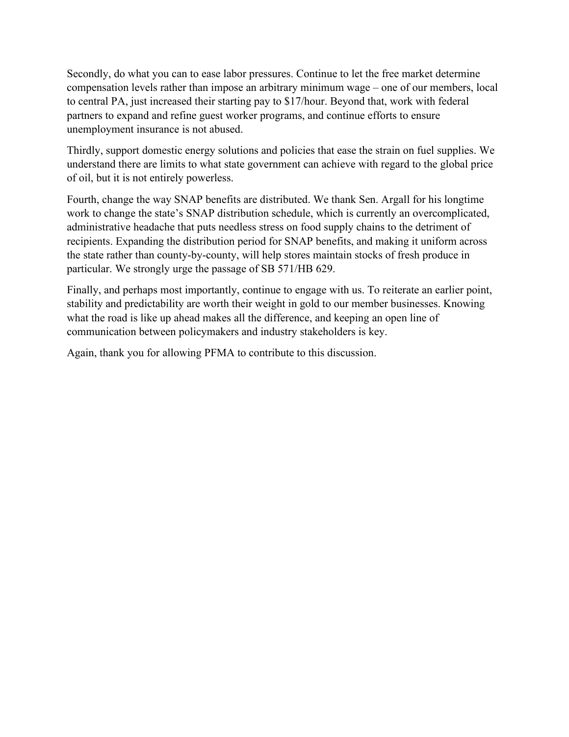Secondly, do what you can to ease labor pressures. Continue to let the free market determine compensation levels rather than impose an arbitrary minimum wage – one of our members, local to central PA, just increased their starting pay to $17/hour. Beyond that, work with federal partners to expand and refine guest worker programs, and continue efforts to ensure unemployment insurance is not abused.

Thirdly, support domestic energy solutions and policies that ease the strain on fuel supplies. We understand there are limits to what state government can achieve with regard to the global price of oil, but it is not entirely powerless.

Fourth, change the way SNAP benefits are distributed. We thank Sen. Argall for his longtime work to change the state's SNAP distribution schedule, which is currently an overcomplicated, administrative headache that puts needless stress on food supply chains to the detriment of recipients. Expanding the distribution period for SNAP benefits, and making it uniform across the state rather than county-by-county, will help stores maintain stocks of fresh produce in particular. We strongly urge the passage of SB 571/HB 629.

Finally, and perhaps most importantly, continue to engage with us. To reiterate an earlier point, stability and predictability are worth their weight in gold to our member businesses. Knowing what the road is like up ahead makes all the difference, and keeping an open line of communication between policymakers and industry stakeholders is key.

Again, thank you for allowing PFMA to contribute to this discussion.